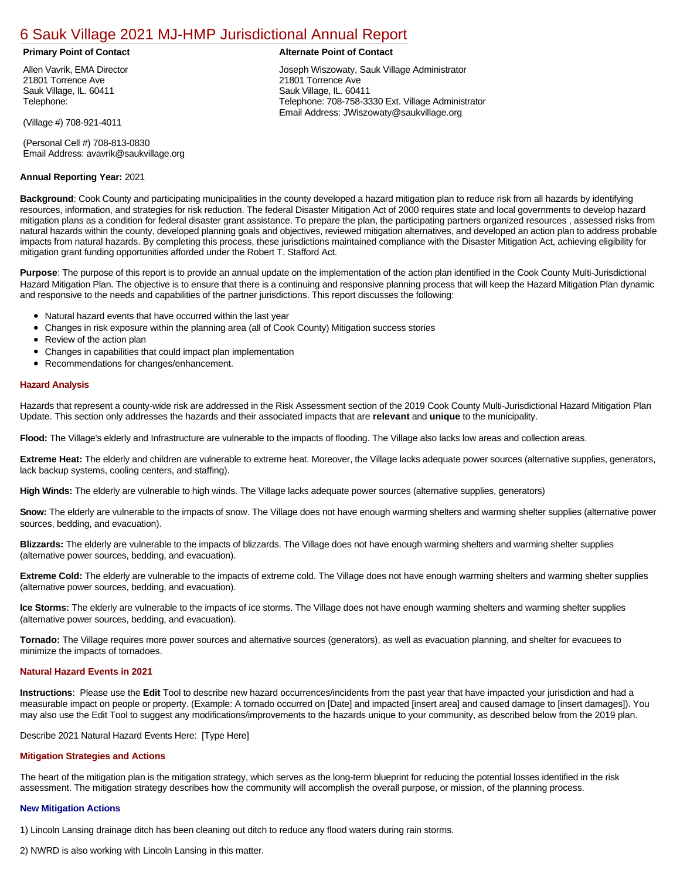# 6 Sauk Village 2021 MJ-HMP Jurisdictional Annual Report

**Primary Point of Contact**

Allen Vavrik, EMA Director
21801 Torrence Ave
Sauk Village, IL. 60411
Telephone:

(Village #) 708-921-4011

(Personal Cell #) 708-813-0830
Email Address: avavrik@saukvillage.org

**Alternate Point of Contact**

Joseph Wiszowaty, Sauk Village Administrator
21801 Torrence Ave
Sauk Village, IL. 60411
Telephone: 708-758-3330 Ext. Village Administrator
Email Address: JWiszowaty@saukvillage.org

**Annual Reporting Year:** 2021

**Background**: Cook County and participating municipalities in the county developed a hazard mitigation plan to reduce risk from all hazards by identifying resources, information, and strategies for risk reduction. The federal Disaster Mitigation Act of 2000 requires state and local governments to develop hazard mitigation plans as a condition for federal disaster grant assistance. To prepare the plan, the participating partners organized resources , assessed risks from natural hazards within the county, developed planning goals and objectives, reviewed mitigation alternatives, and developed an action plan to address probable impacts from natural hazards. By completing this process, these jurisdictions maintained compliance with the Disaster Mitigation Act, achieving eligibility for mitigation grant funding opportunities afforded under the Robert T. Stafford Act.

**Purpose**: The purpose of this report is to provide an annual update on the implementation of the action plan identified in the Cook County Multi-Jurisdictional Hazard Mitigation Plan. The objective is to ensure that there is a continuing and responsive planning process that will keep the Hazard Mitigation Plan dynamic and responsive to the needs and capabilities of the partner jurisdictions. This report discusses the following:

- Natural hazard events that have occurred within the last year
- Changes in risk exposure within the planning area (all of Cook County) Mitigation success stories
- Review of the action plan
- Changes in capabilities that could impact plan implementation
- Recommendations for changes/enhancement.

## Hazard Analysis

Hazards that represent a county-wide risk are addressed in the Risk Assessment section of the 2019 Cook County Multi-Jurisdictional Hazard Mitigation Plan Update. This section only addresses the hazards and their associated impacts that are **relevant** and **unique** to the municipality.

**Flood:** The Village's elderly and Infrastructure are vulnerable to the impacts of flooding. The Village also lacks low areas and collection areas.

**Extreme Heat:** The elderly and children are vulnerable to extreme heat. Moreover, the Village lacks adequate power sources (alternative supplies, generators, lack backup systems, cooling centers, and staffing).

**High Winds:** The elderly are vulnerable to high winds. The Village lacks adequate power sources (alternative supplies, generators)

**Snow:** The elderly are vulnerable to the impacts of snow. The Village does not have enough warming shelters and warming shelter supplies (alternative power sources, bedding, and evacuation).

**Blizzards:** The elderly are vulnerable to the impacts of blizzards. The Village does not have enough warming shelters and warming shelter supplies (alternative power sources, bedding, and evacuation).

**Extreme Cold:** The elderly are vulnerable to the impacts of extreme cold. The Village does not have enough warming shelters and warming shelter supplies (alternative power sources, bedding, and evacuation).

**Ice Storms:** The elderly are vulnerable to the impacts of ice storms. The Village does not have enough warming shelters and warming shelter supplies (alternative power sources, bedding, and evacuation).

**Tornado:** The Village requires more power sources and alternative sources (generators), as well as evacuation planning, and shelter for evacuees to minimize the impacts of tornadoes.

## Natural Hazard Events in 2021

**Instructions**: Please use the **Edit** Tool to describe new hazard occurrences/incidents from the past year that have impacted your jurisdiction and had a measurable impact on people or property. (Example: A tornado occurred on [Date] and impacted [insert area] and caused damage to [insert damages]). You may also use the Edit Tool to suggest any modifications/improvements to the hazards unique to your community, as described below from the 2019 plan.

Describe 2021 Natural Hazard Events Here: [Type Here]

## Mitigation Strategies and Actions

The heart of the mitigation plan is the mitigation strategy, which serves as the long-term blueprint for reducing the potential losses identified in the risk assessment. The mitigation strategy describes how the community will accomplish the overall purpose, or mission, of the planning process.

### New Mitigation Actions

1) Lincoln Lansing drainage ditch has been cleaning out ditch to reduce any flood waters during rain storms.

2) NWRD is also working with Lincoln Lansing in this matter.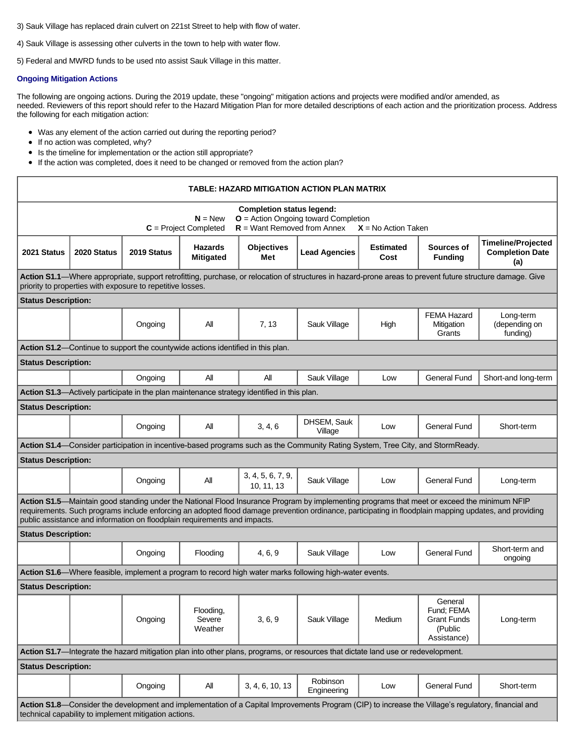3) Sauk Village has replaced drain culvert on 221st Street to help with flow of water.

4) Sauk Village is assessing other culverts in the town to help with water flow.

5) Federal and MWRD funds to be used nto assist Sauk Village in this matter.

### Ongoing Mitigation Actions

The following are ongoing actions. During the 2019 update, these "ongoing" mitigation actions and projects were modified and/or amended, as needed. Reviewers of this report should refer to the Hazard Mitigation Plan for more detailed descriptions of each action and the prioritization process. Address the following for each mitigation action:

- Was any element of the action carried out during the reporting period?
- If no action was completed, why?
- Is the timeline for implementation or the action still appropriate?
- If the action was completed, does it need to be changed or removed from the action plan?

**TABLE: HAZARD MITIGATION ACTION PLAN MATRIX**

**Completion status legend:**
**N** = New **O** = Action Ongoing toward Completion
**C** = Project Completed **R** = Want Removed from Annex **X** = No Action Taken

| 2021 Status | 2020 Status | 2019 Status | Hazards Mitigated | Objectives Met | Lead Agencies | Estimated Cost | Sources of Funding | Timeline/Projected Completion Date (a) |
|---|---|---|---|---|---|---|---|---|
| **Action S1.1**—Where appropriate, support retrofitting, purchase, or relocation of structures in hazard-prone areas to prevent future structure damage. Give priority to properties with exposure to repetitive losses. | | | | | | | | |
| **Status Description:** | | | | | | | | |
| | | Ongoing | All | 7, 13 | Sauk Village | High | FEMA Hazard Mitigation Grants | Long-term (depending on funding) |
| **Action S1.2**—Continue to support the countywide actions identified in this plan. | | | | | | | | |
| **Status Description:** | | | | | | | | |
| | | Ongoing | All | All | Sauk Village | Low | General Fund | Short-and long-term |
| **Action S1.3**—Actively participate in the plan maintenance strategy identified in this plan. | | | | | | | | |
| **Status Description:** | | | | | | | | |
| | | Ongoing | All | 3, 4, 6 | DHSEM, Sauk Village | Low | General Fund | Short-term |
| **Action S1.4**—Consider participation in incentive-based programs such as the Community Rating System, Tree City, and StormReady. | | | | | | | | |
| **Status Description:** | | | | | | | | |
| | | Ongoing | All | 3, 4, 5, 6, 7, 9, 10, 11, 13 | Sauk Village | Low | General Fund | Long-term |
| **Action S1.5**—Maintain good standing under the National Flood Insurance Program by implementing programs that meet or exceed the minimum NFIP requirements. Such programs include enforcing an adopted flood damage prevention ordinance, participating in floodplain mapping updates, and providing public assistance and information on floodplain requirements and impacts. | | | | | | | | |
| **Status Description:** | | | | | | | | |
| | | Ongoing | Flooding | 4, 6, 9 | Sauk Village | Low | General Fund | Short-term and ongoing |
| **Action S1.6**—Where feasible, implement a program to record high water marks following high-water events. | | | | | | | | |
| **Status Description:** | | | | | | | | |
| | | Ongoing | Flooding, Severe Weather | 3, 6, 9 | Sauk Village | Medium | General Fund; FEMA Grant Funds (Public Assistance) | Long-term |
| **Action S1.7**—Integrate the hazard mitigation plan into other plans, programs, or resources that dictate land use or redevelopment. | | | | | | | | |
| **Status Description:** | | | | | | | | |
| | | Ongoing | All | 3, 4, 6, 10, 13 | Robinson Engineering | Low | General Fund | Short-term |
| **Action S1.8**—Consider the development and implementation of a Capital Improvements Program (CIP) to increase the Village's regulatory, financial and technical capability to implement mitigation actions. | | | | | | | | |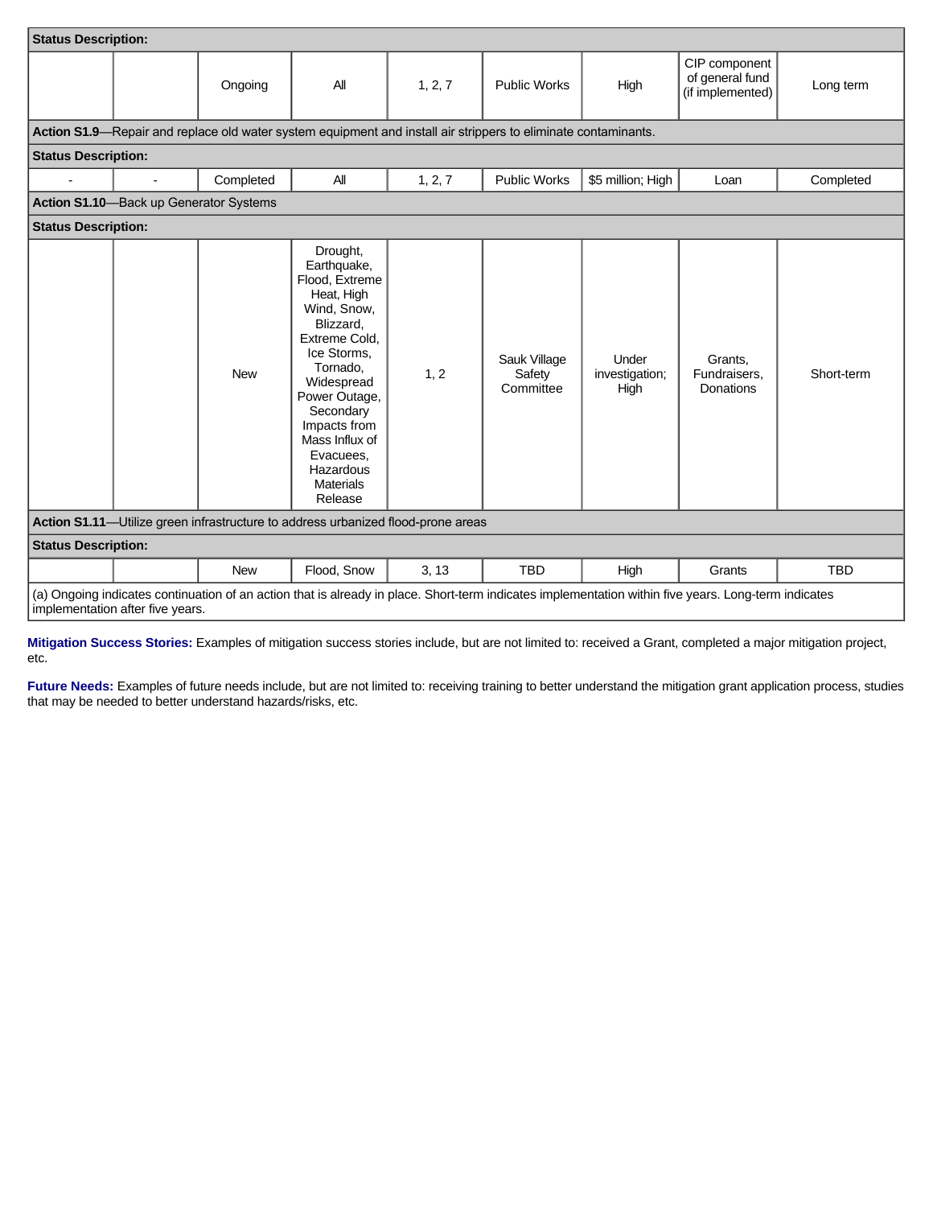| | | | | | | | | |
|---|---|---|---|---|---|---|---|---|
| **Status Description:** | | | | | | | | |
| | | Ongoing | All | 1, 2, 7 | Public Works | High | CIP component of general fund (if implemented) | Long term |
| **Action S1.9**—Repair and replace old water system equipment and install air strippers to eliminate contaminants. | | | | | | | | |
| **Status Description:** | | | | | | | | |
| - | - | Completed | All | 1, 2, 7 | Public Works | $5 million; High | Loan | Completed |
| **Action S1.10**—Back up Generator Systems | | | | | | | | |
| **Status Description:** | | | | | | | | |
| | | New | Drought, Earthquake, Flood, Extreme Heat, High Wind, Snow, Blizzard, Extreme Cold, Ice Storms, Tornado, Widespread Power Outage, Secondary Impacts from Mass Influx of Evacuees, Hazardous Materials Release | 1, 2 | Sauk Village Safety Committee | Under investigation; High | Grants, Fundraisers, Donations | Short-term |
| **Action S1.11**—Utilize green infrastructure to address urbanized flood-prone areas | | | | | | | | |
| **Status Description:** | | | | | | | | |
| | | New | Flood, Snow | 3, 13 | TBD | High | Grants | TBD |
| (a) Ongoing indicates continuation of an action that is already in place. Short-term indicates implementation within five years. Long-term indicates implementation after five years. | | | | | | | | |

**Mitigation Success Stories:** Examples of mitigation success stories include, but are not limited to: received a Grant, completed a major mitigation project, etc.

**Future Needs:** Examples of future needs include, but are not limited to: receiving training to better understand the mitigation grant application process, studies that may be needed to better understand hazards/risks, etc.